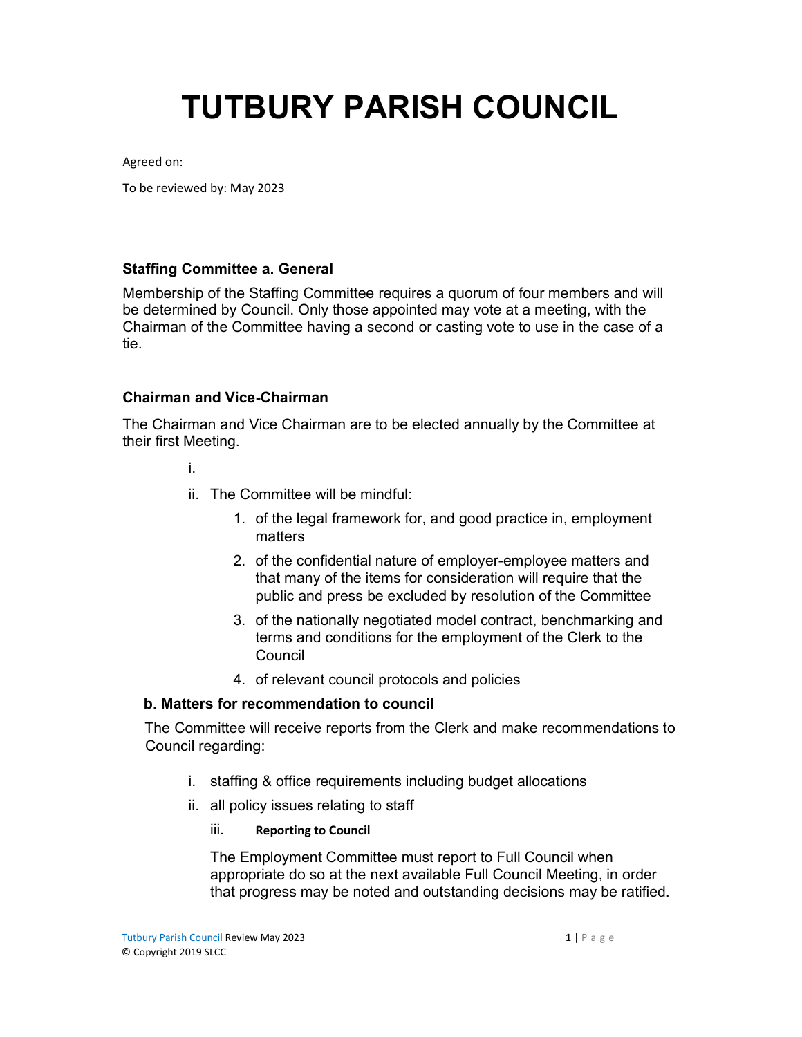# TUTBURY PARISH COUNCIL

Agreed on:

To be reviewed by: May 2023

### Staffing Committee a. General

Membership of the Staffing Committee requires a quorum of four members and will be determined by Council. Only those appointed may vote at a meeting, with the Chairman of the Committee having a second or casting vote to use in the case of a tie.

### Chairman and Vice-Chairman

The Chairman and Vice Chairman are to be elected annually by the Committee at their first Meeting.

i.

ii. The Committee will be mindful:

1. of the legal framework for, and good practice in, employment matters
2. of the confidential nature of employer-employee matters and that many of the items for consideration will require that the public and press be excluded by resolution of the Committee
3. of the nationally negotiated model contract, benchmarking and terms and conditions for the employment of the Clerk to the Council
4. of relevant council protocols and policies

### b. Matters for recommendation to council

The Committee will receive reports from the Clerk and make recommendations to Council regarding:

i. staffing & office requirements including budget allocations

ii. all policy issues relating to staff

iii. **Reporting to Council**

The Employment Committee must report to Full Council when appropriate do so at the next available Full Council Meeting, in order that progress may be noted and outstanding decisions may be ratified.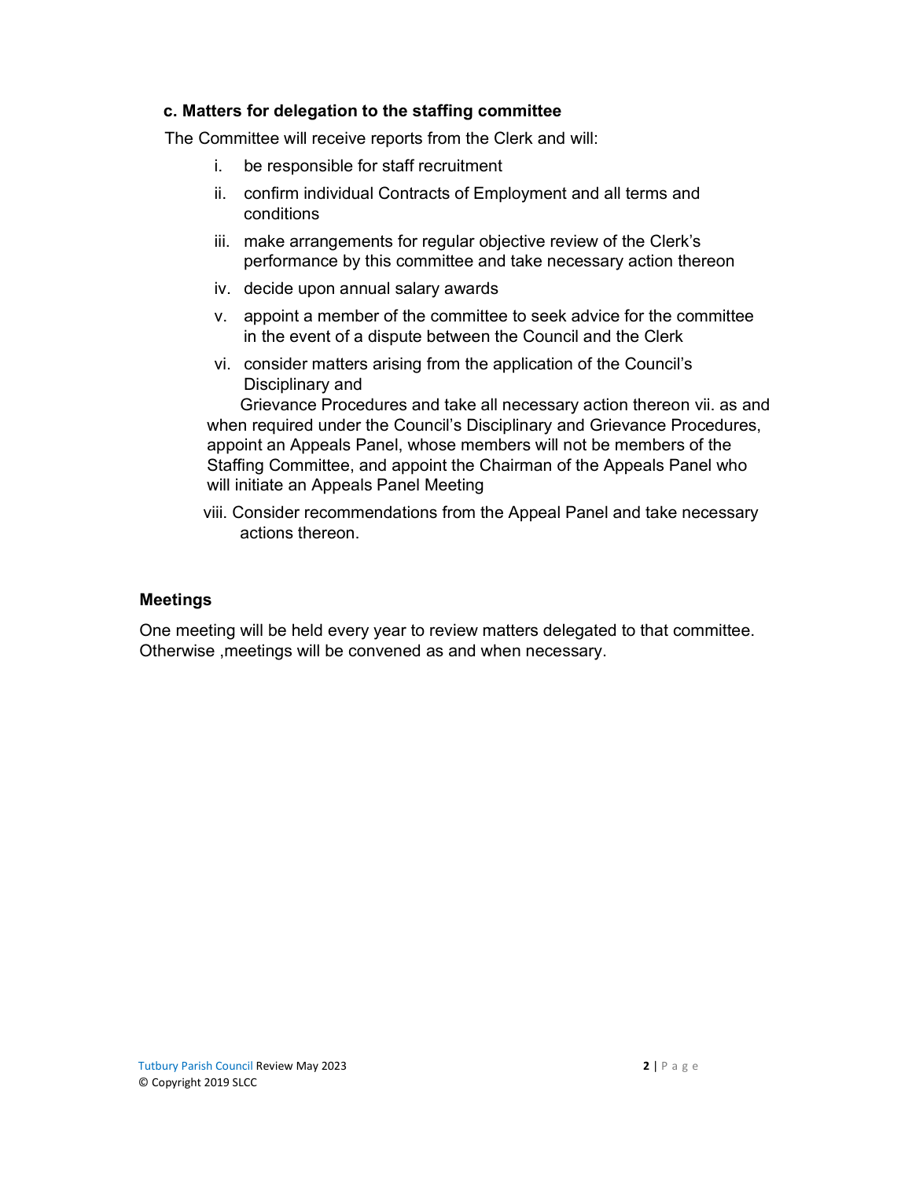### c. Matters for delegation to the staffing committee

The Committee will receive reports from the Clerk and will:

i. be responsible for staff recruitment
ii. confirm individual Contracts of Employment and all terms and conditions
iii. make arrangements for regular objective review of the Clerk's performance by this committee and take necessary action thereon
iv. decide upon annual salary awards
v. appoint a member of the committee to seek advice for the committee in the event of a dispute between the Council and the Clerk
vi. consider matters arising from the application of the Council's Disciplinary and Grievance Procedures and take all necessary action thereon
vii. as and when required under the Council's Disciplinary and Grievance Procedures, appoint an Appeals Panel, whose members will not be members of the Staffing Committee, and appoint the Chairman of the Appeals Panel who will initiate an Appeals Panel Meeting
viii. Consider recommendations from the Appeal Panel and take necessary actions thereon.

### Meetings

One meeting will be held every year to review matters delegated to that committee. Otherwise ,meetings will be convened as and when necessary.

Tutbury Parish Council Review May 2023
© Copyright 2019 SLCC